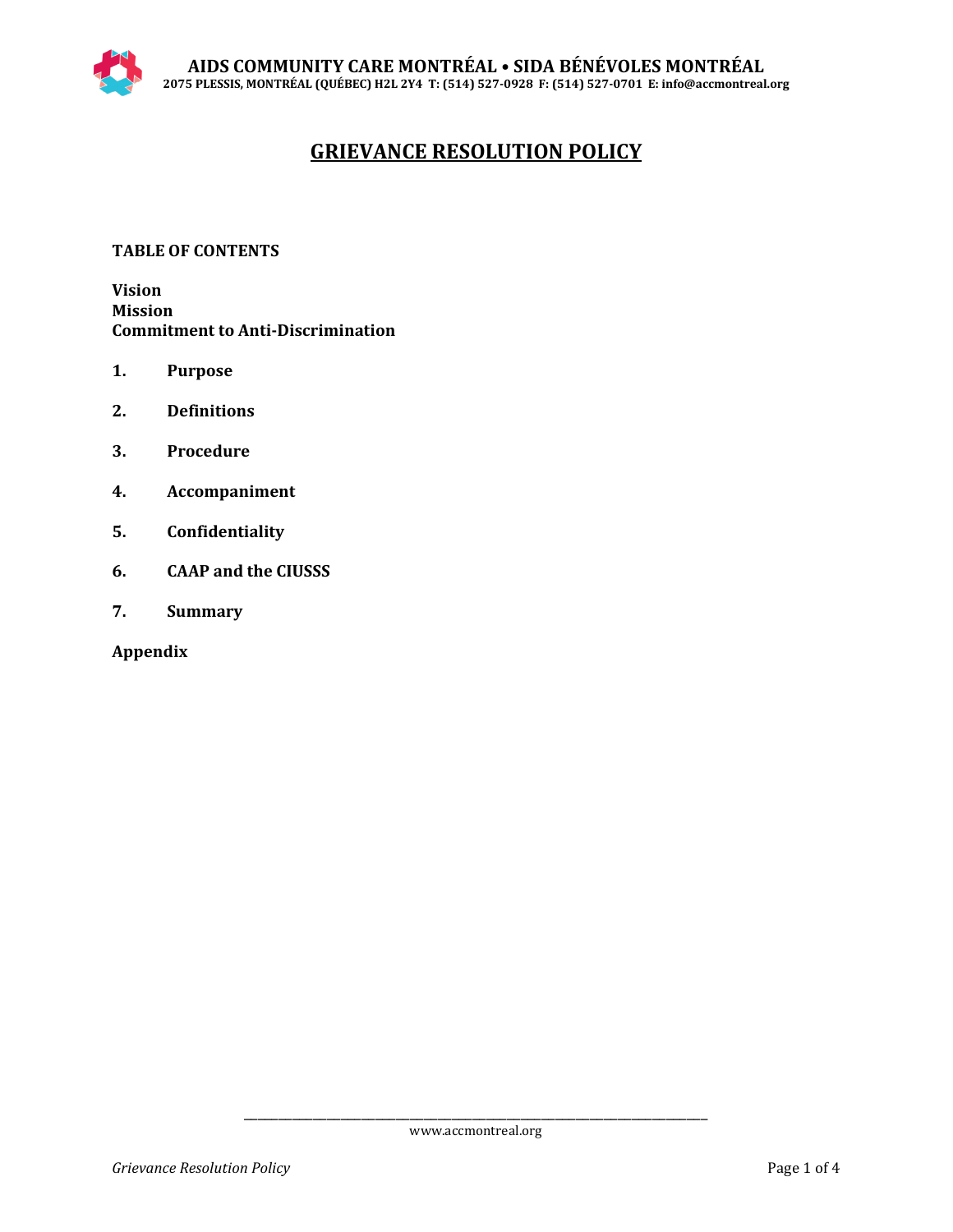**AIDS COMMUNITY CARE MONTRÉAL • SIDA BÉNÉVOLES MONTRÉAL**
**2075 PLESSIS, MONTRÉAL (QUÉBEC) H2L 2Y4 T: (514) 527-0928 F: (514) 527-0701 E: info@accmontreal.org**

# GRIEVANCE RESOLUTION POLICY

**TABLE OF CONTENTS**

**Vision**
**Mission**
**Commitment to Anti-Discrimination**

1. **Purpose**
2. **Definitions**
3. **Procedure**
4. **Accompaniment**
5. **Confidentiality**
6. **CAAP and the CIUSSS**
7. **Summary**

**Appendix**

www.accmontreal.org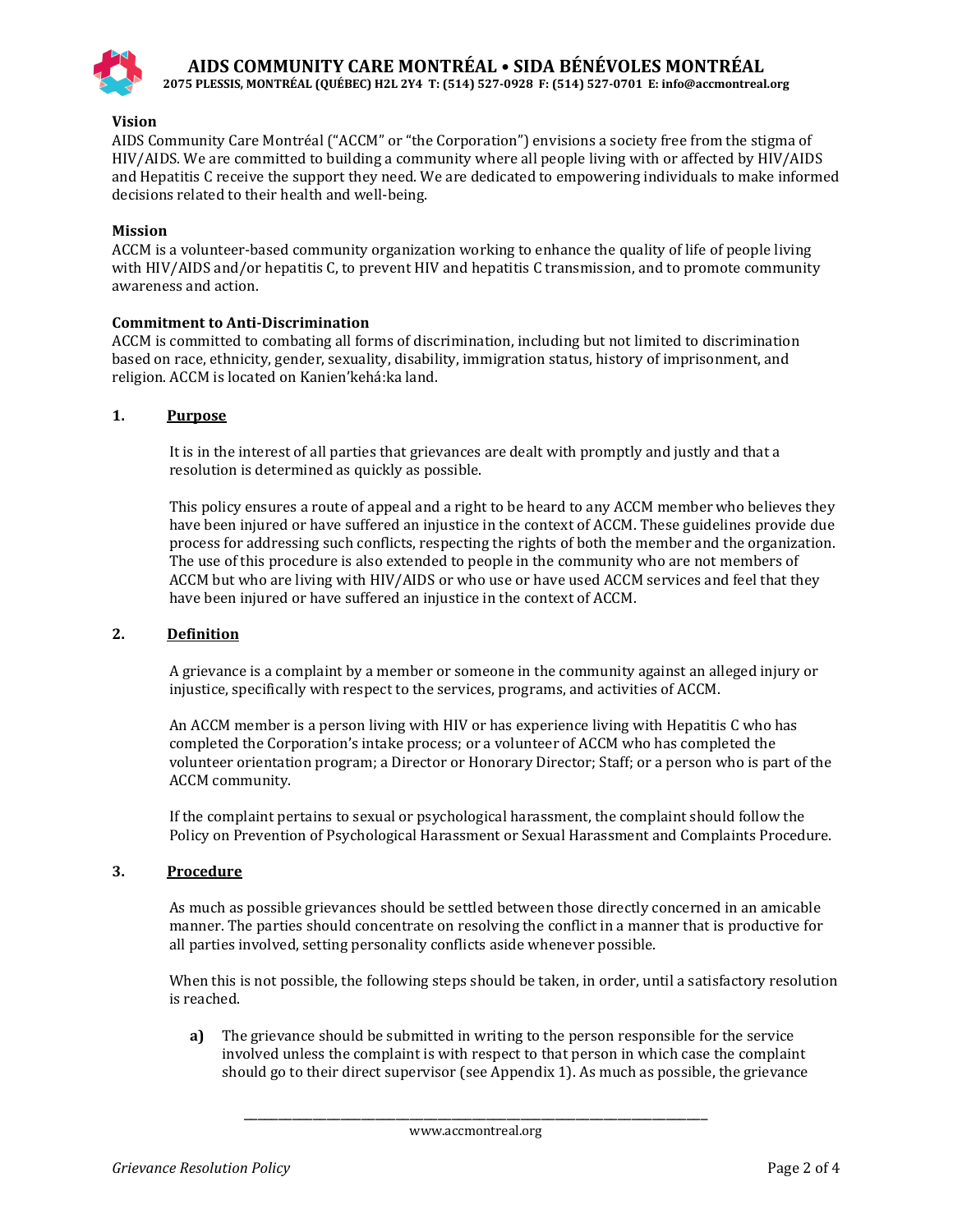**Vision**

AIDS Community Care Montréal ("ACCM" or "the Corporation") envisions a society free from the stigma of HIV/AIDS. We are committed to building a community where all people living with or affected by HIV/AIDS and Hepatitis C receive the support they need. We are dedicated to empowering individuals to make informed decisions related to their health and well-being.

**Mission**

ACCM is a volunteer-based community organization working to enhance the quality of life of people living with HIV/AIDS and/or hepatitis C, to prevent HIV and hepatitis C transmission, and to promote community awareness and action.

**Commitment to Anti-Discrimination**

ACCM is committed to combating all forms of discrimination, including but not limited to discrimination based on race, ethnicity, gender, sexuality, disability, immigration status, history of imprisonment, and religion. ACCM is located on Kanien'kehá:ka land.

## 1. Purpose

It is in the interest of all parties that grievances are dealt with promptly and justly and that a resolution is determined as quickly as possible.

This policy ensures a route of appeal and a right to be heard to any ACCM member who believes they have been injured or have suffered an injustice in the context of ACCM. These guidelines provide due process for addressing such conflicts, respecting the rights of both the member and the organization. The use of this procedure is also extended to people in the community who are not members of ACCM but who are living with HIV/AIDS or who use or have used ACCM services and feel that they have been injured or have suffered an injustice in the context of ACCM.

## 2. Definition

A grievance is a complaint by a member or someone in the community against an alleged injury or injustice, specifically with respect to the services, programs, and activities of ACCM.

An ACCM member is a person living with HIV or has experience living with Hepatitis C who has completed the Corporation's intake process; or a volunteer of ACCM who has completed the volunteer orientation program; a Director or Honorary Director; Staff; or a person who is part of the ACCM community.

If the complaint pertains to sexual or psychological harassment, the complaint should follow the Policy on Prevention of Psychological Harassment or Sexual Harassment and Complaints Procedure.

## 3. Procedure

As much as possible grievances should be settled between those directly concerned in an amicable manner. The parties should concentrate on resolving the conflict in a manner that is productive for all parties involved, setting personality conflicts aside whenever possible.

When this is not possible, the following steps should be taken, in order, until a satisfactory resolution is reached.

**a)** The grievance should be submitted in writing to the person responsible for the service involved unless the complaint is with respect to that person in which case the complaint should go to their direct supervisor (see Appendix 1). As much as possible, the grievance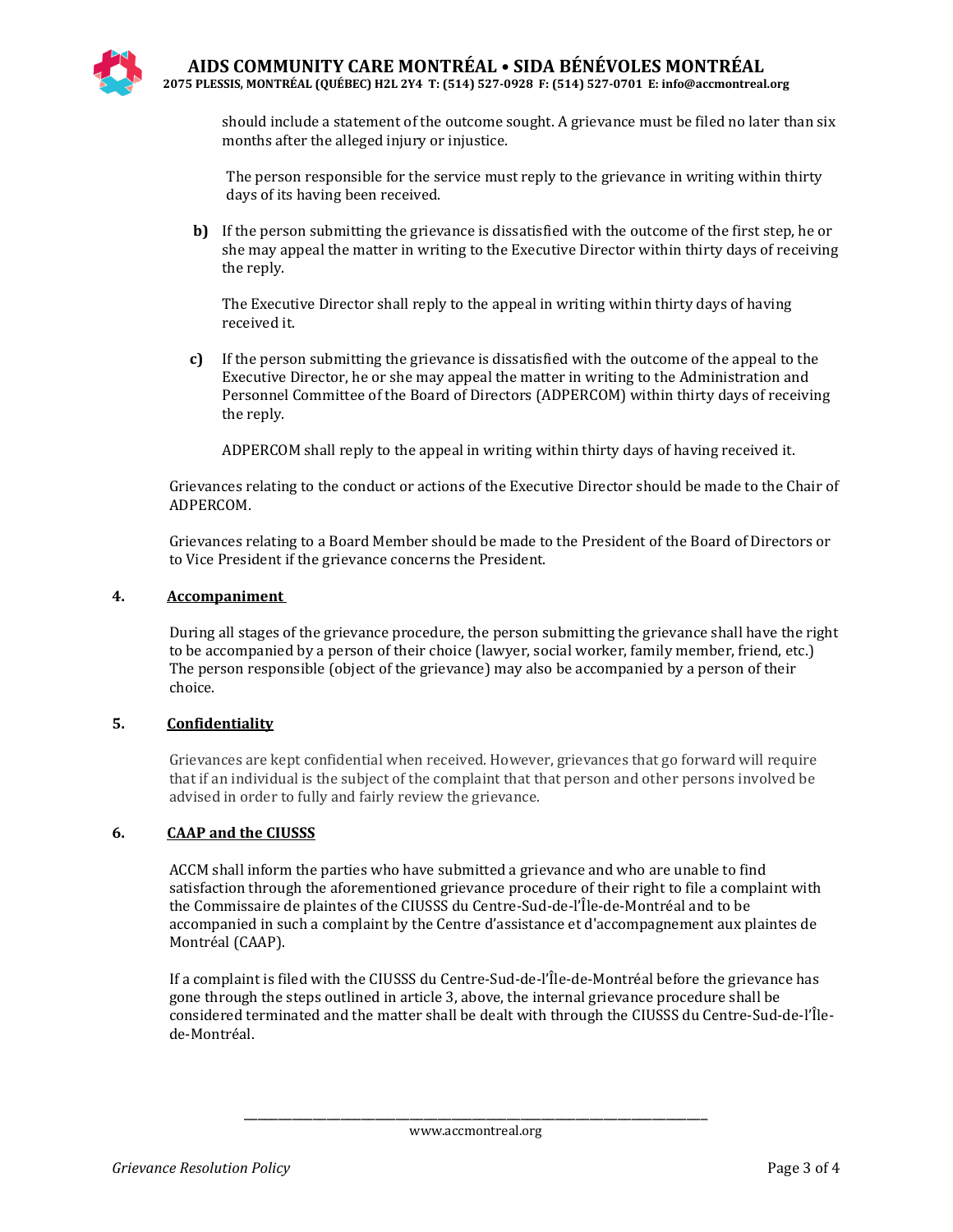should include a statement of the outcome sought. A grievance must be filed no later than six months after the alleged injury or injustice.

The person responsible for the service must reply to the grievance in writing within thirty days of its having been received.

**b)** If the person submitting the grievance is dissatisfied with the outcome of the first step, he or she may appeal the matter in writing to the Executive Director within thirty days of receiving the reply.

The Executive Director shall reply to the appeal in writing within thirty days of having received it.

**c)** If the person submitting the grievance is dissatisfied with the outcome of the appeal to the Executive Director, he or she may appeal the matter in writing to the Administration and Personnel Committee of the Board of Directors (ADPERCOM) within thirty days of receiving the reply.

ADPERCOM shall reply to the appeal in writing within thirty days of having received it.

Grievances relating to the conduct or actions of the Executive Director should be made to the Chair of ADPERCOM.

Grievances relating to a Board Member should be made to the President of the Board of Directors or to Vice President if the grievance concerns the President.

## 4. Accompaniment

During all stages of the grievance procedure, the person submitting the grievance shall have the right to be accompanied by a person of their choice (lawyer, social worker, family member, friend, etc.) The person responsible (object of the grievance) may also be accompanied by a person of their choice.

## 5. Confidentiality

Grievances are kept confidential when received. However, grievances that go forward will require that if an individual is the subject of the complaint that that person and other persons involved be advised in order to fully and fairly review the grievance.

## 6. CAAP and the CIUSSS

ACCM shall inform the parties who have submitted a grievance and who are unable to find satisfaction through the aforementioned grievance procedure of their right to file a complaint with the Commissaire de plaintes of the CIUSSS du Centre-Sud-de-l'Île-de-Montréal and to be accompanied in such a complaint by the Centre d'assistance et d'accompagnement aux plaintes de Montréal (CAAP).

If a complaint is filed with the CIUSSS du Centre-Sud-de-l'Île-de-Montréal before the grievance has gone through the steps outlined in article 3, above, the internal grievance procedure shall be considered terminated and the matter shall be dealt with through the CIUSSS du Centre-Sud-de-l'Île-de-Montréal.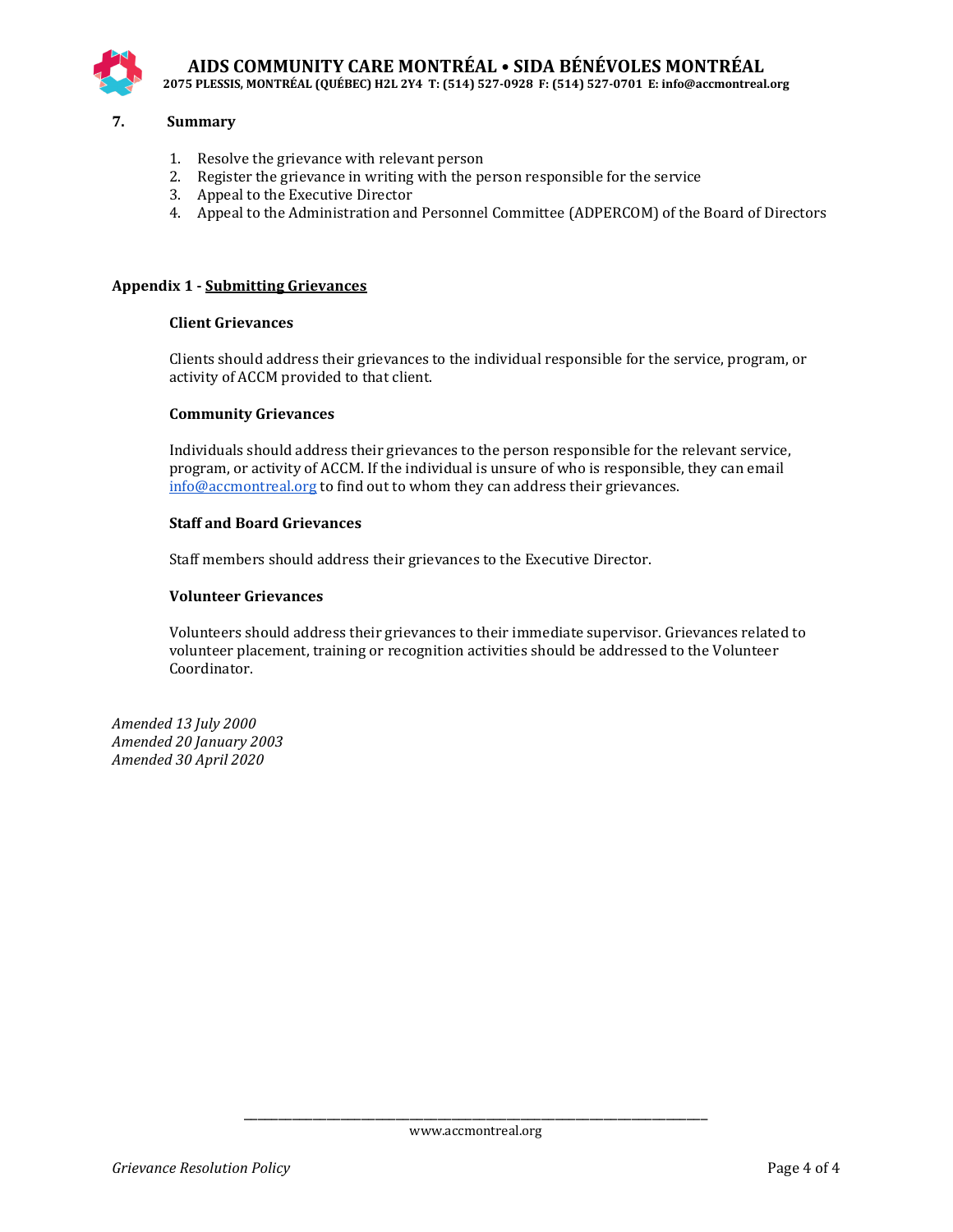## 7. Summary

1. Resolve the grievance with relevant person
2. Register the grievance in writing with the person responsible for the service
3. Appeal to the Executive Director
4. Appeal to the Administration and Personnel Committee (ADPERCOM) of the Board of Directors

## Appendix 1 - Submitting Grievances

### Client Grievances

Clients should address their grievances to the individual responsible for the service, program, or activity of ACCM provided to that client.

### Community Grievances

Individuals should address their grievances to the person responsible for the relevant service, program, or activity of ACCM. If the individual is unsure of who is responsible, they can email info@accmontreal.org to find out to whom they can address their grievances.

### Staff and Board Grievances

Staff members should address their grievances to the Executive Director.

### Volunteer Grievances

Volunteers should address their grievances to their immediate supervisor. Grievances related to volunteer placement, training or recognition activities should be addressed to the Volunteer Coordinator.

*Amended 13 July 2000*
*Amended 20 January 2003*
*Amended 30 April 2020*